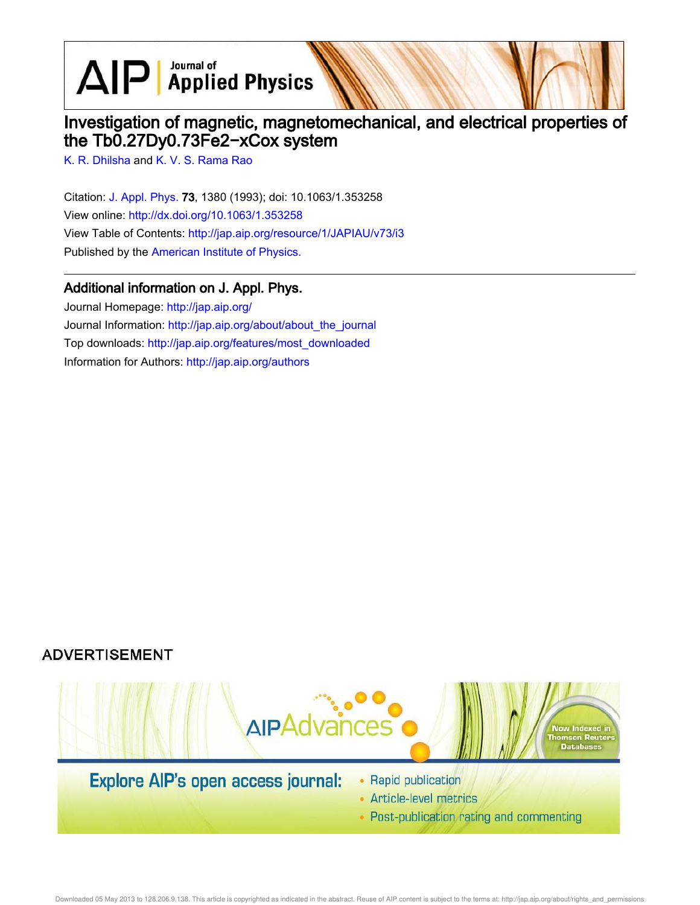# Investigation of magnetic, magnetomechanical, and electrical properties of the $Tb_{0.27}Dy_{0.73}Fe_{2-x}Co_x$ system

K. R. Dhilsha and K. V. S. Rama Rao

Citation: J. Appl. Phys. **73**, 1380 (1993); doi: 10.1063/1.353258

View online: http://dx.doi.org/10.1063/1.353258

View Table of Contents: http://jap.aip.org/resource/1/JAPIAU/v73/i3

Published by the American Institute of Physics.

## Additional information on J. Appl. Phys.

Journal Homepage: http://jap.aip.org/

Journal Information: http://jap.aip.org/about/about_the_journal

Top downloads: http://jap.aip.org/features/most_downloaded

Information for Authors: http://jap.aip.org/authors

ADVERTISEMENT

Explore AIP's open access journal:

- Rapid publication
- Article-level metrics
- Post-publication rating and commenting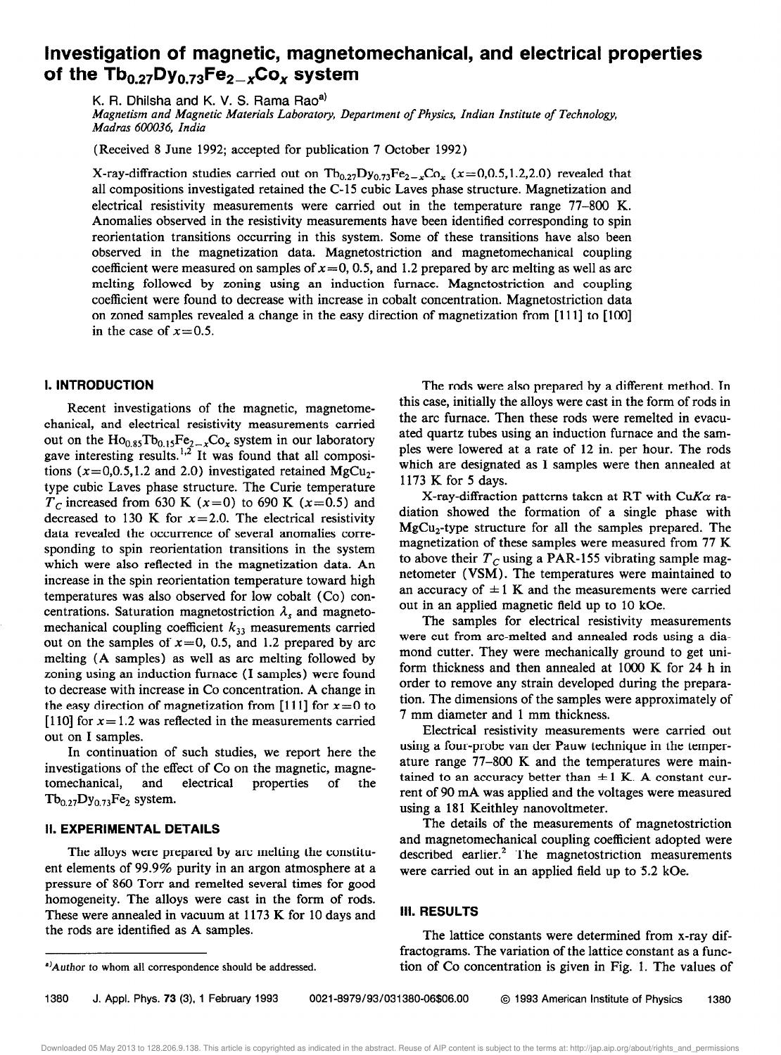# Investigation of magnetic, magnetomechanical, and electrical properties of the $Tb_{0.27}Dy_{0.73}Fe_{2-x}Co_x$ system

K. R. Dhilsha and K. V. S. Rama Rao[a]

*Magnetism and Magnetic Materials Laboratory, Department of Physics, Indian Institute of Technology, Madras 600036, India*

(Received 8 June 1992; accepted for publication 7 October 1992)

X-ray-diffraction studies carried out on $Tb_{0.27}Dy_{0.73}Fe_{2-x}Co_x$ ($x$=0,0.5,1.2,2.0) revealed that all compositions investigated retained the C-15 cubic Laves phase structure. Magnetization and electrical resistivity measurements were carried out in the temperature range 77–800 K. Anomalies observed in the resistivity measurements have been identified corresponding to spin reorientation transitions occurring in this system. Some of these transitions have also been observed in the magnetization data. Magnetostriction and magnetomechanical coupling coefficient were measured on samples of $x$=0, 0.5, and 1.2 prepared by arc melting as well as arc melting followed by zoning using an induction furnace. Magnetostriction and coupling coefficient were found to decrease with increase in cobalt concentration. Magnetostriction data on zoned samples revealed a change in the easy direction of magnetization from [111] to [100] in the case of $x$=0.5.

## I. INTRODUCTION

Recent investigations of the magnetic, magnetomechanical, and electrical resistivity measurements carried out on the $Ho_{0.85}Tb_{0.15}Fe_{2-x}Co_x$ system in our laboratory gave interesting results.[1,2] It was found that all compositions ($x$=0,0.5,1.2 and 2.0) investigated retained $MgCu_2$-type cubic Laves phase structure. The Curie temperature $T_C$ increased from 630 K ($x$=0) to 690 K ($x$=0.5) and decreased to 130 K for $x$=2.0. The electrical resistivity data revealed the occurrence of several anomalies corresponding to spin reorientation transitions in the system which were also reflected in the magnetization data. An increase in the spin reorientation temperature toward high temperatures was also observed for low cobalt (Co) concentrations. Saturation magnetostriction $\lambda_s$ and magnetomechanical coupling coefficient $k_{33}$ measurements carried out on the samples of $x$=0, 0.5, and 1.2 prepared by arc melting (A samples) as well as arc melting followed by zoning using an induction furnace (I samples) were found to decrease with increase in Co concentration. A change in the easy direction of magnetization from [111] for $x$=0 to [110] for $x$=1.2 was reflected in the measurements carried out on I samples.

In continuation of such studies, we report here the investigations of the effect of Co on the magnetic, magnetomechanical, and electrical properties of the $Tb_{0.27}Dy_{0.73}Fe_2$ system.

## II. EXPERIMENTAL DETAILS

The alloys were prepared by arc melting the constituent elements of 99.9% purity in an argon atmosphere at a pressure of 860 Torr and remelted several times for good homogeneity. The alloys were cast in the form of rods. These were annealed in vacuum at 1173 K for 10 days and the rods are identified as A samples.

The rods were also prepared by a different method. In this case, initially the alloys were cast in the form of rods in the arc furnace. Then these rods were remelted in evacuated quartz tubes using an induction furnace and the samples were lowered at a rate of 12 in. per hour. The rods which are designated as I samples were then annealed at 1173 K for 5 days.

X-ray-diffraction patterns taken at RT with Cu$K\alpha$ radiation showed the formation of a single phase with $MgCu_2$-type structure for all the samples prepared. The magnetization of these samples were measured from 77 K to above their $T_C$ using a PAR-155 vibrating sample magnetometer (VSM). The temperatures were maintained to an accuracy of $\pm 1$ K and the measurements were carried out in an applied magnetic field up to 10 kOe.

The samples for electrical resistivity measurements were cut from arc-melted and annealed rods using a diamond cutter. They were mechanically ground to get uniform thickness and then annealed at 1000 K for 24 h in order to remove any strain developed during the preparation. The dimensions of the samples were approximately of 7 mm diameter and 1 mm thickness.

Electrical resistivity measurements were carried out using a four-probe van der Pauw technique in the temperature range 77–800 K and the temperatures were maintained to an accuracy better than $\pm 1$ K. A constant current of 90 mA was applied and the voltages were measured using a 181 Keithley nanovoltmeter.

The details of the measurements of magnetostriction and magnetomechanical coupling coefficient adopted were described earlier.[2] The magnetostriction measurements were carried out in an applied field up to 5.2 kOe.

## III. RESULTS

The lattice constants were determined from x-ray diffractograms. The variation of the lattice constant as a function of Co concentration is given in Fig. 1. The values of

[a] Author to whom all correspondence should be addressed.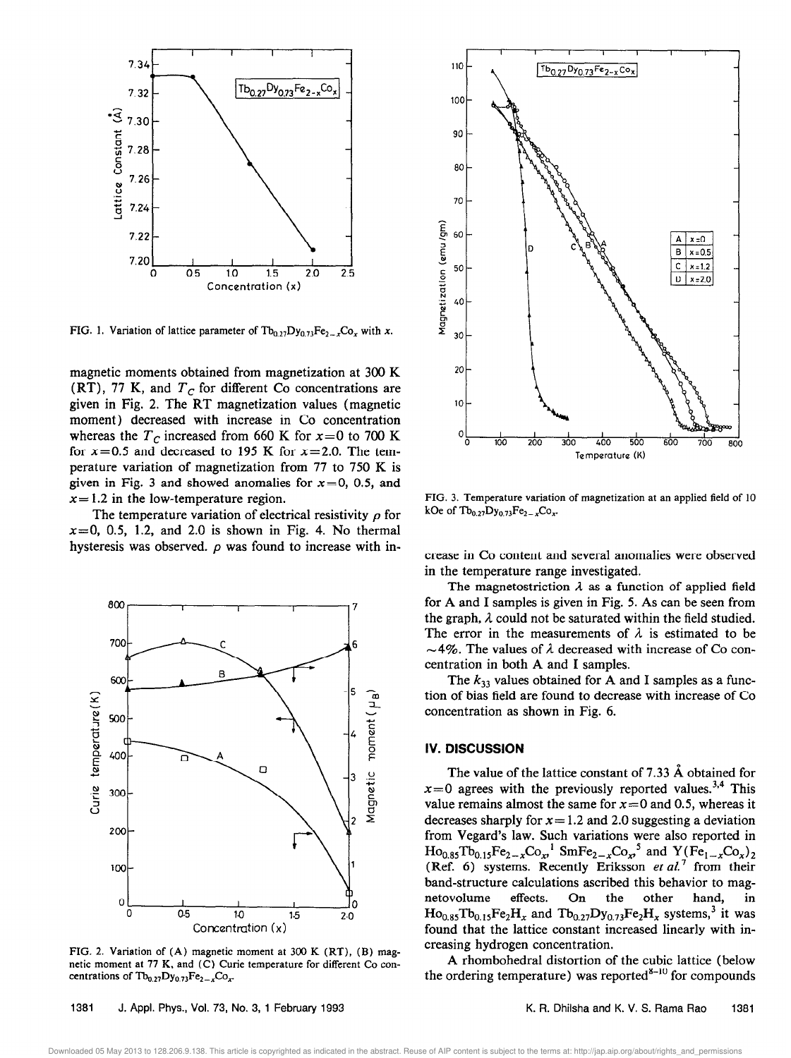FIG. 1. Variation of lattice parameter of $Tb_{0.27}Dy_{0.73}Fe_{2-x}Co_x$ with $x$.

magnetic moments obtained from magnetization at 300 K (RT), 77 K, and $T_C$ for different Co concentrations are given in Fig. 2. The RT magnetization values (magnetic moment) decreased with increase in Co concentration whereas the $T_C$ increased from 660 K for $x=0$ to 700 K for $x=0.5$ and decreased to 195 K for $x=2.0$. The temperature variation of magnetization from 77 to 750 K is given in Fig. 3 and showed anomalies for $x=0$, 0.5, and $x=1.2$ in the low-temperature region.

The temperature variation of electrical resistivity $\rho$ for $x=0$, 0.5, 1.2, and 2.0 is shown in Fig. 4. No thermal hysteresis was observed. $\rho$ was found to increase with increase in Co content and several anomalies were observed in the temperature range investigated.

FIG. 2. Variation of (A) magnetic moment at 300 K (RT), (B) magnetic moment at 77 K, and (C) Curie temperature for different Co concentrations of $Tb_{0.27}Dy_{0.73}Fe_{2-x}Co_x$.

FIG. 3. Temperature variation of magnetization at an applied field of 10 kOe of $Tb_{0.27}Dy_{0.73}Fe_{2-x}Co_x$.

The magnetostriction $\lambda$ as a function of applied field for A and I samples is given in Fig. 5. As can be seen from the graph, $\lambda$ could not be saturated within the field studied. The error in the measurements of $\lambda$ is estimated to be $\sim 4\%$. The values of $\lambda$ decreased with increase of Co concentration in both A and I samples.

The $k_{33}$ values obtained for A and I samples as a function of bias field are found to decrease with increase of Co concentration as shown in Fig. 6.

## IV. DISCUSSION

The value of the lattice constant of 7.33 Å obtained for $x=0$ agrees with the previously reported values.[3,4] This value remains almost the same for $x=0$ and 0.5, whereas it decreases sharply for $x=1.2$ and 2.0 suggesting a deviation from Vegard's law. Such variations were also reported in $Ho_{0.85}Tb_{0.15}Fe_{2-x}Co_x$,[1] $SmFe_{2-x}Co_x$,[5] and $Y(Fe_{1-x}Co_x)_2$ (Ref. 6) systems. Recently Eriksson *et al.*[7] from their band-structure calculations ascribed this behavior to magnetovolume effects. On the other hand, in $Ho_{0.85}Tb_{0.15}Fe_2H_x$ and $Tb_{0.27}Dy_{0.73}Fe_2H_x$ systems,[3] it was found that the lattice constant increased linearly with increasing hydrogen concentration.

A rhombohedral distortion of the cubic lattice (below the ordering temperature) was reported[8-10] for compounds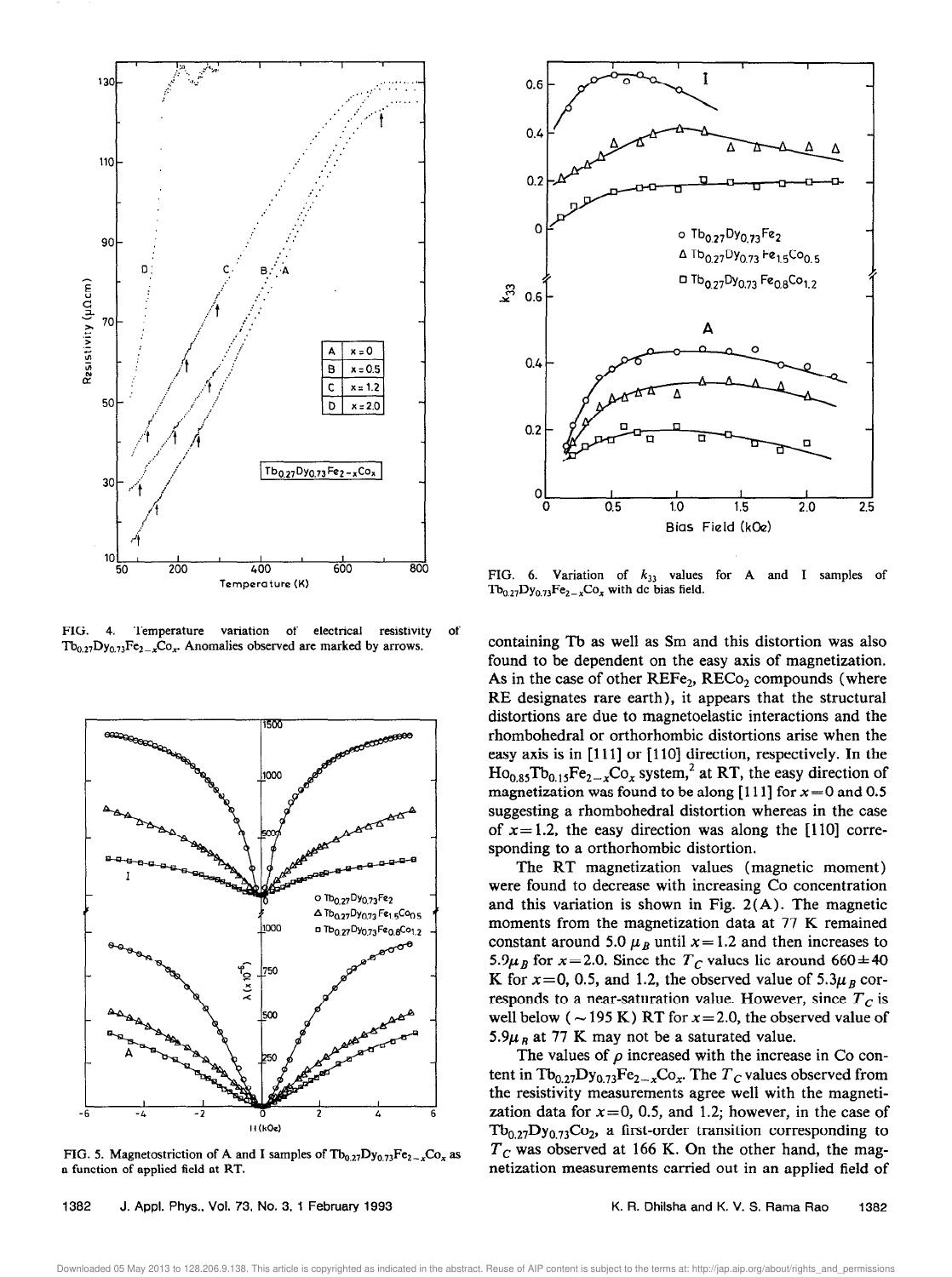FIG. 4. Temperature variation of electrical resistivity of $Tb_{0.27}Dy_{0.73}Fe_{2-x}Co_x$. Anomalies observed are marked by arrows.

FIG. 5. Magnetostriction of A and I samples of $Tb_{0.27}Dy_{0.73}Fe_{2-x}Co_x$ as a function of applied field at RT.

FIG. 6. Variation of $k_{33}$ values for A and I samples of $Tb_{0.27}Dy_{0.73}Fe_{2-x}Co_x$ with dc bias field.

containing Tb as well as Sm and this distortion was also found to be dependent on the easy axis of magnetization. As in the case of other $REFe_2$, $RECo_2$ compounds (where RE designates rare earth), it appears that the structural distortions are due to magnetoelastic interactions and the rhombohedral or orthorhombic distortions arise when the easy axis is in [111] or [110] direction, respectively. In the $Ho_{0.85}Tb_{0.15}Fe_{2-x}Co_x$ system,[2] at RT, the easy direction of magnetization was found to be along [111] for $x=0$ and 0.5 suggesting a rhombohedral distortion whereas in the case of $x=1.2$, the easy direction was along the [110] corresponding to a orthorhombic distortion.

The RT magnetization values (magnetic moment) were found to decrease with increasing Co concentration and this variation is shown in Fig. 2(A). The magnetic moments from the magnetization data at 77 K remained constant around 5.0 $\mu_B$ until $x=1.2$ and then increases to $5.9\mu_B$ for $x=2.0$. Since the $T_C$ values lie around $660\pm40$ K for $x=0$, 0.5, and 1.2, the observed value of $5.3\mu_B$ corresponds to a near-saturation value. However, since $T_C$ is well below ($\sim 195$ K) RT for $x=2.0$, the observed value of $5.9\mu_B$ at 77 K may not be a saturated value.

The values of $\rho$ increased with the increase in Co content in $Tb_{0.27}Dy_{0.73}Fe_{2-x}Co_x$. The $T_C$ values observed from the resistivity measurements agree well with the magnetization data for $x=0$, 0.5, and 1.2; however, in the case of $Tb_{0.27}Dy_{0.73}Co_2$, a first-order transition corresponding to $T_C$ was observed at 166 K. On the other hand, the magnetization measurements carried out in an applied field of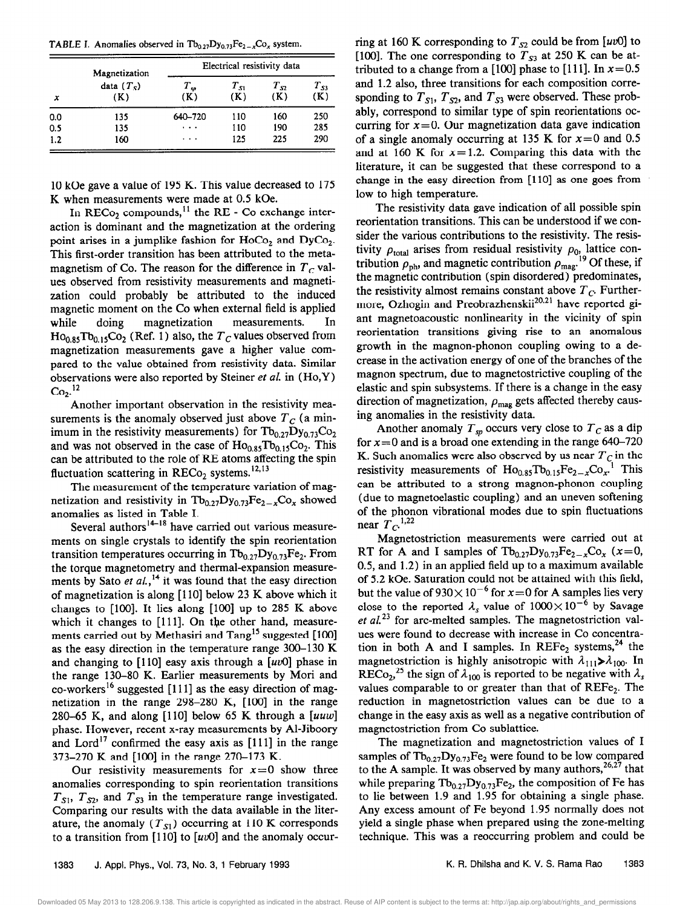TABLE I. Anomalies observed in $Tb_{0.27}Dy_{0.73}Fe_{2-x}Co_x$ system.

| | Magnetization | Electrical resistivity data | | | |
|---|---|---|---|---|---|
| $x$ | data ($T_S$) (K) | $T_{sp}$ (K) | $T_{S1}$ (K) | $T_{S2}$ (K) | $T_{S3}$ (K) |
| 0.0 | 135 | 640–720 | 110 | 160 | 250 |
| 0.5 | 135 | ... | 110 | 190 | 285 |
| 1.2 | 160 | ... | 125 | 225 | 290 |

10 kOe gave a value of 195 K. This value decreased to 175 K when measurements were made at 0.5 kOe.

In $RECo_2$ compounds,[11] the RE - Co exchange interaction is dominant and the magnetization at the ordering point arises in a jumplike fashion for $HoCo_2$ and $DyCo_2$. This first-order transition has been attributed to the metamagnetism of Co. The reason for the difference in $T_C$ values observed from resistivity measurements and magnetization could probably be attributed to the induced magnetic moment on the Co when external field is applied while doing magnetization measurements. In $Ho_{0.85}Tb_{0.15}Co_2$ (Ref. 1) also, the $T_C$ values observed from magnetization measurements gave a higher value compared to the value obtained from resistivity data. Similar observations were also reported by Steiner *et al.* in (Ho,Y) $Co_2$.[12]

Another important observation in the resistivity measurements is the anomaly observed just above $T_C$ (a minimum in the resistivity measurements) for $Tb_{0.27}Dy_{0.73}Co_2$ and was not observed in the case of $Ho_{0.85}Tb_{0.15}Co_2$. This can be attributed to the role of RE atoms affecting the spin fluctuation scattering in $RECo_2$ systems.[12,13]

The measurement of the temperature variation of magnetization and resistivity in $Tb_{0.27}Dy_{0.73}Fe_{2-x}Co_x$ showed anomalies as listed in Table I.

Several authors[14–18] have carried out various measurements on single crystals to identify the spin reorientation transition temperatures occurring in $Tb_{0.27}Dy_{0.73}Fe_2$. From the torque magnetometry and thermal-expansion measurements by Sato *et al.*,[14] it was found that the easy direction of magnetization is along [110] below 23 K above which it changes to [100]. It lies along [100] up to 285 K above which it changes to [111]. On the other hand, measurements carried out by Methasiri and Tang[15] suggested [100] as the easy direction in the temperature range 300–130 K and changing to [110] easy axis through a [$uv$0] phase in the range 130–80 K. Earlier measurements by Mori and co-workers[16] suggested [111] as the easy direction of magnetization in the range 298–280 K, [100] in the range 280–65 K, and along [110] below 65 K through a [$uuw$] phase. However, recent x-ray measurements by Al-Jiboory and Lord[17] confirmed the easy axis as [111] in the range 373–270 K and [100] in the range 270–173 K.

Our resistivity measurements for $x=0$ show three anomalies corresponding to spin reorientation transitions $T_{S1}$, $T_{S2}$, and $T_{S3}$ in the temperature range investigated. Comparing our results with the data available in the literature, the anomaly ($T_{S1}$) occurring at 110 K corresponds to a transition from [110] to [$uv$0] and the anomaly occurring at 160 K corresponding to $T_{S2}$ could be from [$uv$0] to [100]. The one corresponding to $T_{S3}$ at 250 K can be attributed to a change from a [100] phase to [111]. In $x=0.5$ and 1.2 also, three transitions for each composition corresponding to $T_{S1}$, $T_{S2}$, and $T_{S3}$ were observed. These probably, correspond to similar type of spin reorientations occurring for $x=0$. Our magnetization data gave indication of a single anomaly occurring at 135 K for $x=0$ and 0.5 and at 160 K for $x=1.2$. Comparing this data with the literature, it can be suggested that these correspond to a change in the easy direction from [110] as one goes from low to high temperature.

The resistivity data gave indication of all possible spin reorientation transitions. This can be understood if we consider the various contributions to the resistivity. The resistivity $\rho_{total}$ arises from residual resistivity $\rho_0$, lattice contribution $\rho_{ph}$, and magnetic contribution $\rho_{mag}$.[19] Of these, if the magnetic contribution (spin disordered) predominates, the resistivity almost remains constant above $T_C$. Furthermore, Ozhogin and Preobrazhenskii[20,21] have reported giant magnetoacoustic nonlinearity in the vicinity of spin reorientation transitions giving rise to an anomalous growth in the magnon-phonon coupling owing to a decrease in the activation energy of one of the branches of the magnon spectrum, due to magnetostrictive coupling of the elastic and spin subsystems. If there is a change in the easy direction of magnetization, $\rho_{mag}$ gets affected thereby causing anomalies in the resistivity data.

Another anomaly $T_{sp}$ occurs very close to $T_C$ as a dip for $x=0$ and is a broad one extending in the range 640–720 K. Such anomalies were also observed by us near $T_C$ in the resistivity measurements of $Ho_{0.85}Tb_{0.15}Fe_{2-x}Co_x$.[1] This can be attributed to a strong magnon-phonon coupling (due to magnetoelastic coupling) and an uneven softening of the phonon vibrational modes due to spin fluctuations near $T_C$.[1,22]

Magnetostriction measurements were carried out at RT for A and I samples of $Tb_{0.27}Dy_{0.73}Fe_{2-x}Co_x$ ($x=0$, 0.5, and 1.2) in an applied field up to a maximum available of 5.2 kOe. Saturation could not be attained with this field, but the value of $930\times10^{-6}$ for $x=0$ for A samples lies very close to the reported $\lambda_s$ value of $1000\times10^{-6}$ by Savage *et al.*[23] for arc-melted samples. The magnetostriction values were found to decrease with increase in Co concentration in both A and I samples. In $REFe_2$ systems,[24] the magnetostriction is highly anisotropic with $\lambda_{111} \gg \lambda_{100}$. In $RECo_2$,[25] the sign of $\lambda_{100}$ is reported to be negative with $\lambda_s$ values comparable to or greater than that of $REFe_2$. The reduction in magnetostriction values can be due to a change in the easy axis as well as a negative contribution of magnetostriction from Co sublattice.

The magnetization and magnetostriction values of I samples of $Tb_{0.27}Dy_{0.73}Fe_2$ were found to be low compared to the A sample. It was observed by many authors,[26,27] that while preparing $Tb_{0.27}Dy_{0.73}Fe_2$, the composition of Fe has to lie between 1.9 and 1.95 for obtaining a single phase. Any excess amount of Fe beyond 1.95 normally does not yield a single phase when prepared using the zone-melting technique. This was a reoccurring problem and could be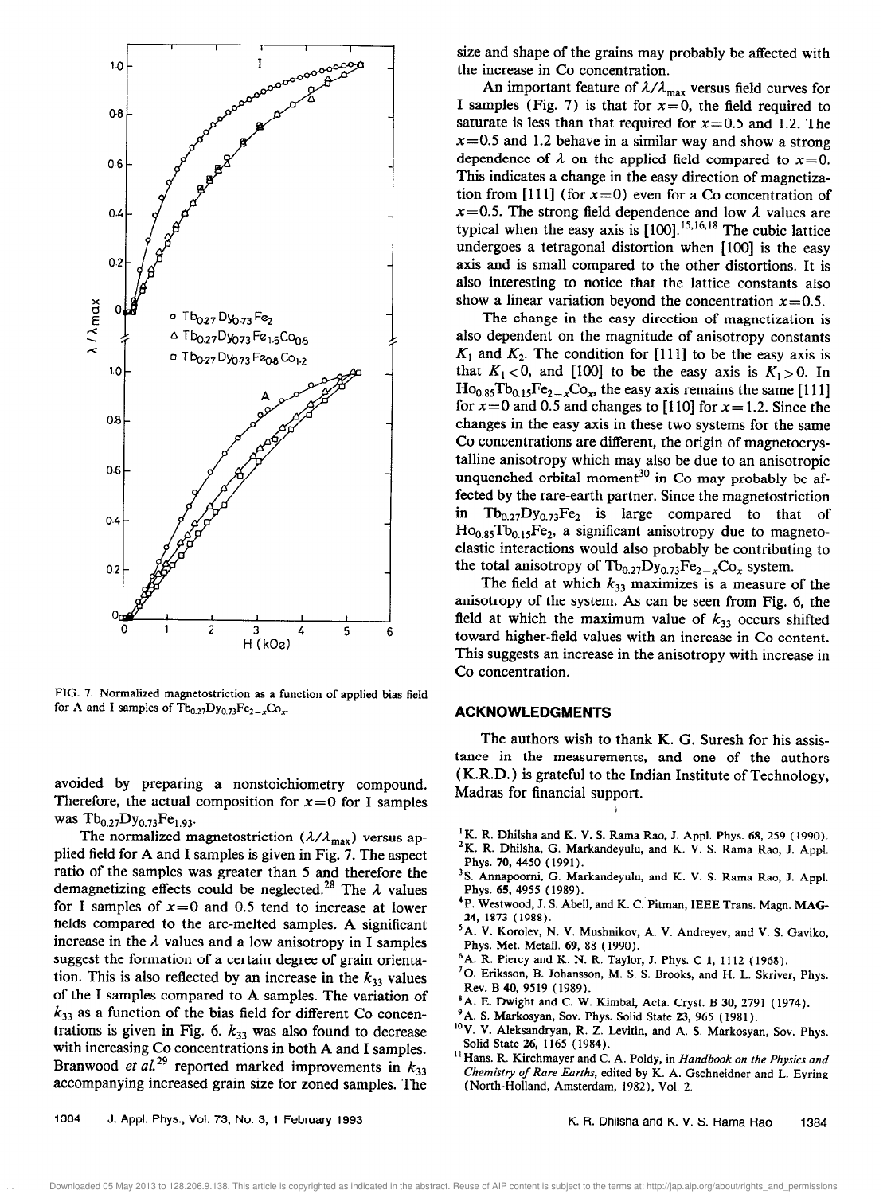FIG. 7. Normalized magnetostriction as a function of applied bias field for A and I samples of $Tb_{0.27}Dy_{0.73}Fe_{2-x}Co_x$.

avoided by preparing a nonstoichiometry compound. Therefore, the actual composition for $x=0$ for I samples was $Tb_{0.27}Dy_{0.73}Fe_{1.93}$.

The normalized magnetostriction ($\lambda/\lambda_{max}$) versus applied field for A and I samples is given in Fig. 7. The aspect ratio of the samples was greater than 5 and therefore the demagnetizing effects could be neglected.[28] The $\lambda$ values for I samples of $x=0$ and 0.5 tend to increase at lower fields compared to the arc-melted samples. A significant increase in the $\lambda$ values and a low anisotropy in I samples suggest the formation of a certain degree of grain orientation. This is also reflected by an increase in the $k_{33}$ values of the I samples compared to A samples. The variation of $k_{33}$ as a function of the bias field for different Co concentrations is given in Fig. 6. $k_{33}$ was also found to decrease with increasing Co concentrations in both A and I samples. Branwood *et al.*[29] reported marked improvements in $k_{33}$ accompanying increased grain size for zoned samples. The size and shape of the grains may probably be affected with the increase in Co concentration.

An important feature of $\lambda/\lambda_{max}$ versus field curves for I samples (Fig. 7) is that for $x=0$, the field required to saturate is less than that required for $x=0.5$ and 1.2. The $x=0.5$ and 1.2 behave in a similar way and show a strong dependence of $\lambda$ on the applied field compared to $x=0$. This indicates a change in the easy direction of magnetization from [111] (for $x=0$) even for a Co concentration of $x=0.5$. The strong field dependence and low $\lambda$ values are typical when the easy axis is [100].[15,16,18] The cubic lattice undergoes a tetragonal distortion when [100] is the easy axis and is small compared to the other distortions. It is also interesting to notice that the lattice constants also show a linear variation beyond the concentration $x=0.5$.

The change in the easy direction of magnetization is also dependent on the magnitude of anisotropy constants $K_1$ and $K_2$. The condition for [111] to be the easy axis is that $K_1<0$, and [100] to be the easy axis is $K_1>0$. In $Ho_{0.85}Tb_{0.15}Fe_{2-x}Co_x$, the easy axis remains the same [111] for $x=0$ and 0.5 and changes to [110] for $x=1.2$. Since the changes in the easy axis in these two systems for the same Co concentrations are different, the origin of magnetocrystalline anisotropy which may also be due to an anisotropic unquenched orbital moment[30] in Co may probably be affected by the rare-earth partner. Since the magnetostriction in $Tb_{0.27}Dy_{0.73}Fe_2$ is large compared to that of $Ho_{0.85}Tb_{0.15}Fe_2$, a significant anisotropy due to magnetoelastic interactions would also probably be contributing to the total anisotropy of $Tb_{0.27}Dy_{0.73}Fe_{2-x}Co_x$ system.

The field at which $k_{33}$ maximizes is a measure of the anisotropy of the system. As can be seen from Fig. 6, the field at which the maximum value of $k_{33}$ occurs shifted toward higher-field values with an increase in Co content. This suggests an increase in the anisotropy with increase in Co concentration.

## ACKNOWLEDGMENTS

The authors wish to thank K. G. Suresh for his assistance in the measurements, and one of the authors (K.R.D.) is grateful to the Indian Institute of Technology, Madras for financial support.

[1] K. R. Dhilsha and K. V. S. Rama Rao, J. Appl. Phys. 68, 259 (1990).
[2] K. R. Dhilsha, G. Markandeyulu, and K. V. S. Rama Rao, J. Appl. Phys. 70, 4450 (1991).
[3] S. Annapoorni, G. Markandeyulu, and K. V. S. Rama Rao, J. Appl. Phys. 65, 4955 (1989).
[4] P. Westwood, J. S. Abell, and K. C. Pitman, IEEE Trans. Magn. MAG-24, 1873 (1988).
[5] A. V. Korolev, N. V. Mushnikov, A. V. Andreyev, and V. S. Gaviko, Phys. Met. Metall. 69, 88 (1990).
[6] A. R. Piercy and K. N. R. Taylor, J. Phys. C 1, 1112 (1968).
[7] O. Eriksson, B. Johansson, M. S. S. Brooks, and H. L. Skriver, Phys. Rev. B 40, 9519 (1989).
[8] A. E. Dwight and C. W. Kimbal, Acta. Cryst. B 30, 2791 (1974).
[9] A. S. Markosyan, Sov. Phys. Solid State 23, 965 (1981).
[10] V. V. Aleksandryan, R. Z. Levitin, and A. S. Markosyan, Sov. Phys. Solid State 26, 1165 (1984).
[11] Hans. R. Kirchmayer and C. A. Poldy, in *Handbook on the Physics and Chemistry of Rare Earths*, edited by K. A. Gschneidner and L. Eyring (North-Holland, Amsterdam, 1982), Vol. 2.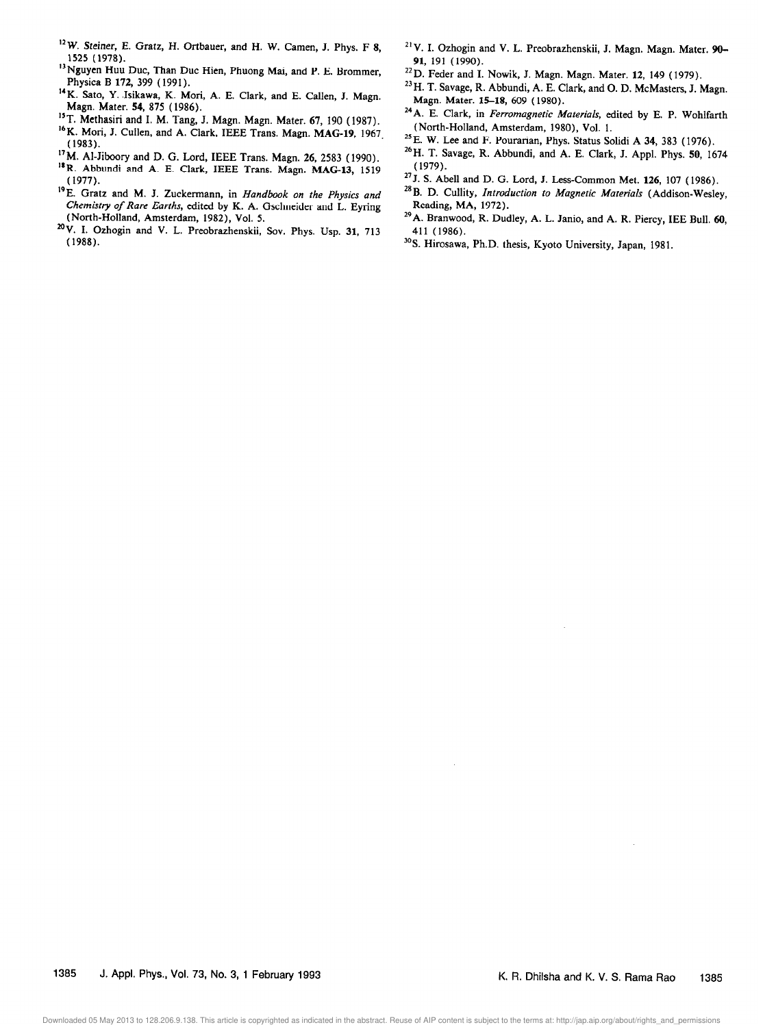[12] W. Steiner, E. Gratz, H. Ortbauer, and H. W. Camen, J. Phys. F **8**, 1525 (1978).

[13] Nguyen Huu Duc, Than Duc Hien, Phuong Mai, and P. E. Brommer, Physica B **172**, 399 (1991).

[14] K. Sato, Y. Isikawa, K. Mori, A. E. Clark, and E. Callen, J. Magn. Magn. Mater. **54**, 875 (1986).

[15] T. Methasiri and I. M. Tang, J. Magn. Magn. Mater. **67**, 190 (1987).

[16] K. Mori, J. Cullen, and A. Clark, IEEE Trans. Magn. **MAG-19**, 1967 (1983).

[17] M. Al-Jiboory and D. G. Lord, IEEE Trans. Magn. **26**, 2583 (1990).

[18] R. Abbundi and A. E. Clark, IEEE Trans. Magn. **MAG-13**, 1519 (1977).

[19] E. Gratz and M. J. Zuckermann, in *Handbook on the Physics and Chemistry of Rare Earths*, edited by K. A. Gschneider and L. Eyring (North-Holland, Amsterdam, 1982), Vol. 5.

[20] V. I. Ozhogin and V. L. Preobrazhenskii, Sov. Phys. Usp. **31**, 713 (1988).

[21] V. I. Ozhogin and V. L. Preobrazhenskii, J. Magn. Magn. Mater. **90–91**, 191 (1990).

[22] D. Feder and I. Nowik, J. Magn. Magn. Mater. **12**, 149 (1979).

[23] H. T. Savage, R. Abbundi, A. E. Clark, and O. D. McMasters, J. Magn. Magn. Mater. **15–18**, 609 (1980).

[24] A. E. Clark, in *Ferromagnetic Materials*, edited by E. P. Wohlfarth (North-Holland, Amsterdam, 1980), Vol. 1.

[25] E. W. Lee and F. Pourarian, Phys. Status Solidi A **34**, 383 (1976).

[26] H. T. Savage, R. Abbundi, and A. E. Clark, J. Appl. Phys. **50**, 1674 (1979).

[27] J. S. Abell and D. G. Lord, J. Less-Common Met. **126**, 107 (1986).

[28] B. D. Cullity, *Introduction to Magnetic Materials* (Addison-Wesley, Reading, MA, 1972).

[29] A. Branwood, R. Dudley, A. L. Janio, and A. R. Piercy, IEE Bull. **60**, 411 (1986).

[30] S. Hirosawa, Ph.D. thesis, Kyoto University, Japan, 1981.